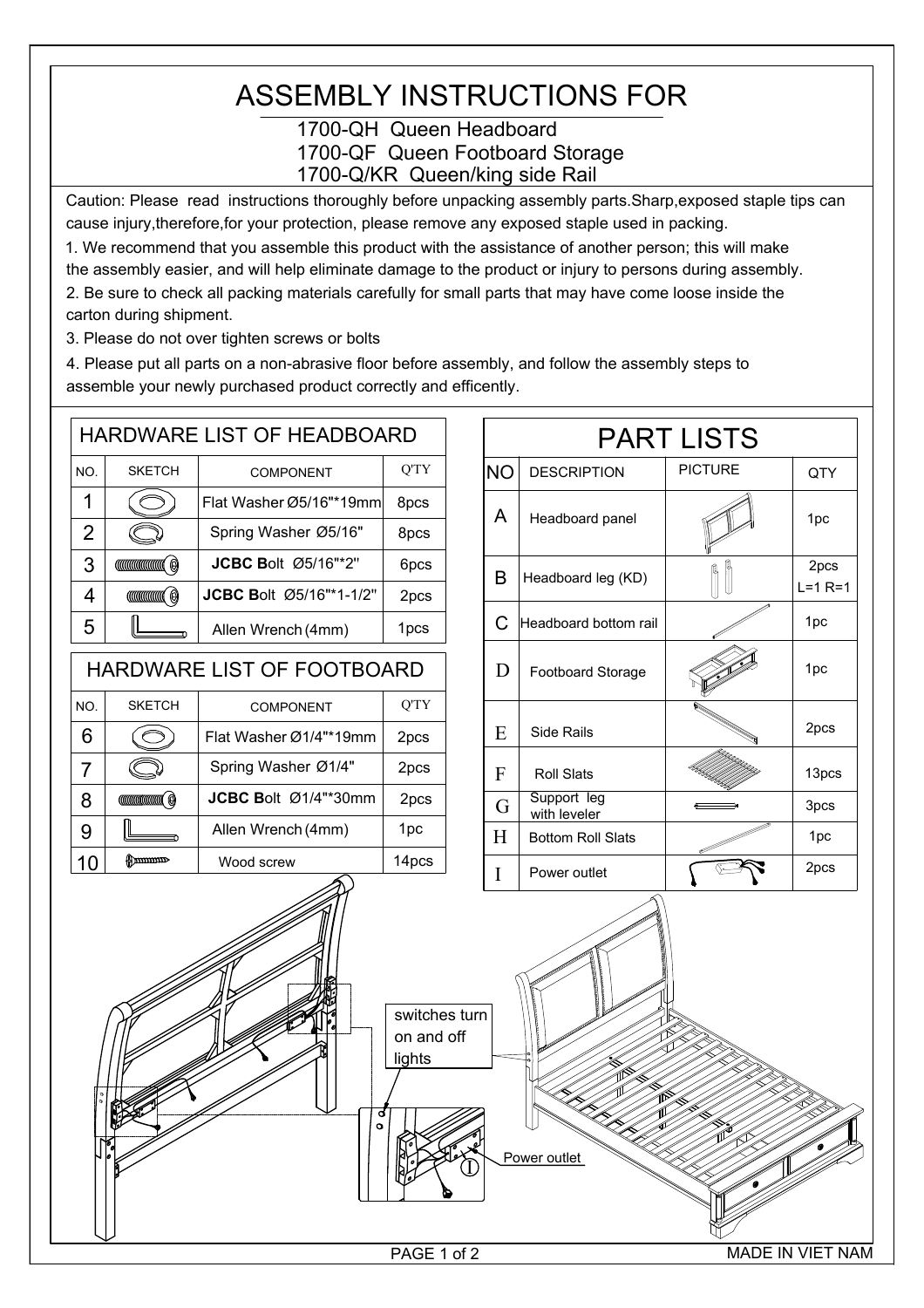# ASSEMBLY INSTRUCTIONS FOR

1700-QH Queen Headboard
1700-QF Queen Footboard Storage
1700-Q/KR Queen/king side Rail

Caution: Please read instructions thoroughly before unpacking assembly parts.Sharp,exposed staple tips can cause injury,therefore,for your protection, please remove any exposed staple used in packing.

1. We recommend that you assemble this product with the assistance of another person; this will make the assembly easier, and will help eliminate damage to the product or injury to persons during assembly.
2. Be sure to check all packing materials carefully for small parts that may have come loose inside the carton during shipment.
3. Please do not over tighten screws or bolts
4. Please put all parts on a non-abrasive floor before assembly, and follow the assembly steps to assemble your newly purchased product correctly and efficently.

## HARDWARE LIST OF HEADBOARD

| NO. | SKETCH | COMPONENT | Q'TY |
|---|---|---|---|
| 1 | | Flat Washer Ø5/16"*19mm | 8pcs |
| 2 | | Spring Washer Ø5/16" | 8pcs |
| 3 | | **JCBC B**olt Ø5/16"*2" | 6pcs |
| 4 | | **JCBC B**olt Ø5/16"*1-1/2" | 2pcs |
| 5 | | Allen Wrench (4mm) | 1pcs |

## HARDWARE LIST OF FOOTBOARD

| NO. | SKETCH | COMPONENT | Q'TY |
|---|---|---|---|
| 6 | | Flat Washer Ø1/4"*19mm | 2pcs |
| 7 | | Spring Washer Ø1/4" | 2pcs |
| 8 | | **JCBC B**olt Ø1/4"*30mm | 2pcs |
| 9 | | Allen Wrench (4mm) | 1pc |
| 10 | | Wood screw | 14pcs |

## PART LISTS

| NO | DESCRIPTION | PICTURE | QTY |
|---|---|---|---|
| A | Headboard panel | | 1pc |
| B | Headboard leg (KD) | | 2pcs L=1 R=1 |
| C | Headboard bottom rail | | 1pc |
| D | Footboard Storage | | 1pc |
| E | Side Rails | | 2pcs |
| F | Roll Slats | | 13pcs |
| G | Support leg with leveler | | 3pcs |
| H | Bottom Roll Slats | | 1pc |
| I | Power outlet | | 2pcs |

switches turn on and off lights

Power outlet

I

MADE IN VIET NAM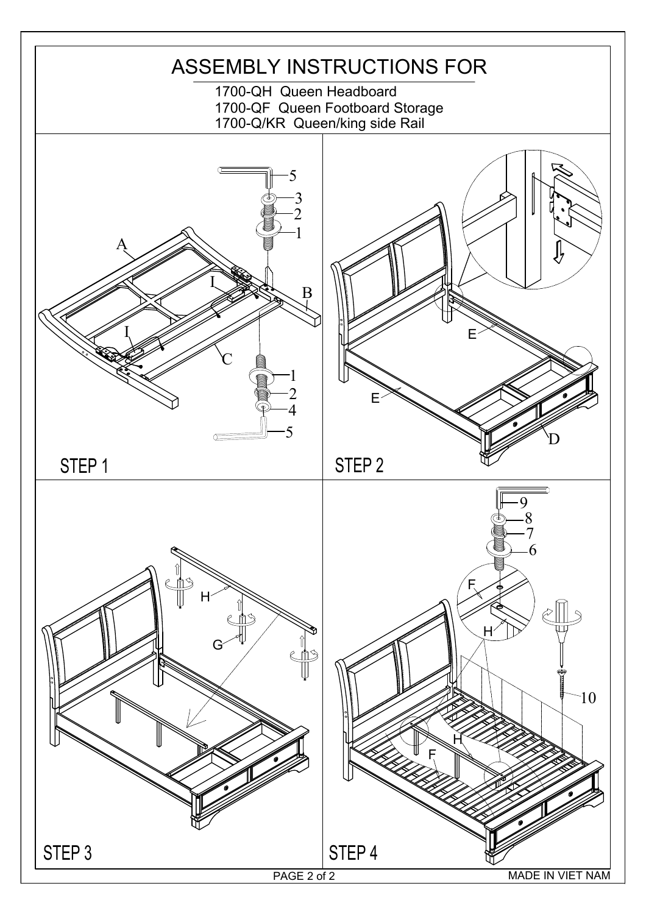# ASSEMBLY INSTRUCTIONS FOR

1700-QH Queen Headboard
1700-QF Queen Footboard Storage
1700-Q/KR Queen/king side Rail

STEP 1

A
B
C
I
I
5
3
2
1
1
2
4
5

STEP 2

E
E
D

STEP 3

H
G

STEP 4

9
8
7
6
F
H
10
H
F

MADE IN VIET NAM